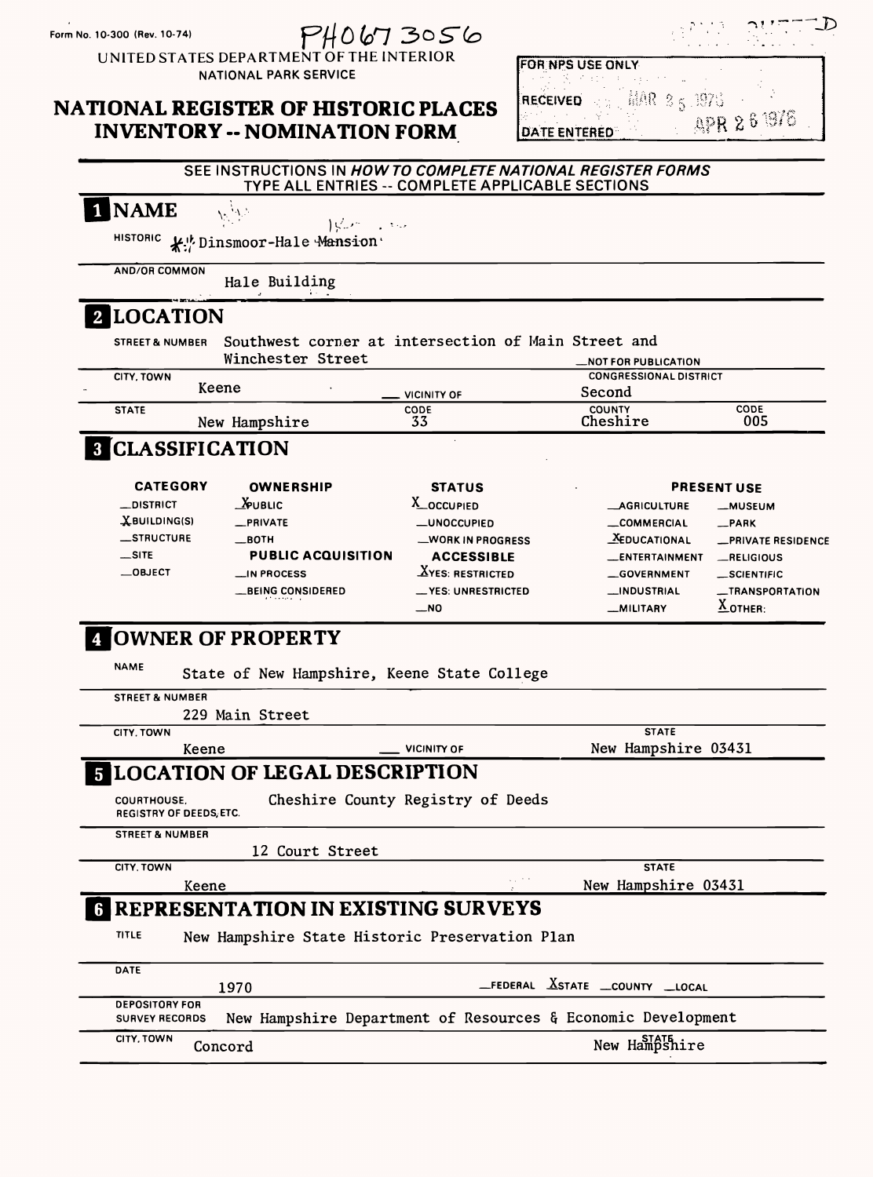Form No. 10-300 (Rev. 10-74)

PH0673056

UNITED STATES DEPARTMENT OF THE INTERIOR
NATIONAL PARK SERVICE

# NATIONAL REGISTER OF HISTORIC PLACES INVENTORY -- NOMINATION FORM

| FOR NPS USE ONLY | |
|---|---|
| RECEIVED | MAR 25 1976 |
| DATE ENTERED | APR 26 1976 |

SEE INSTRUCTIONS IN *HOW TO COMPLETE NATIONAL REGISTER FORMS*
TYPE ALL ENTRIES -- COMPLETE APPLICABLE SECTIONS

## 1 NAME

HISTORIC Dinsmoor-Hale Mansion

AND/OR COMMON Hale Building

## 2 LOCATION

STREET & NUMBER Southwest corner at intersection of Main Street and Winchester Street

__NOT FOR PUBLICATION

CITY, TOWN Keene __ VICINITY OF

CONGRESSIONAL DISTRICT Second

STATE New Hampshire CODE 33 COUNTY Cheshire CODE 005

## 3 CLASSIFICATION

| CATEGORY | OWNERSHIP | STATUS | PRESENT USE | |
|---|---|---|---|---|
| __DISTRICT | X PUBLIC | X OCCUPIED | __AGRICULTURE | __MUSEUM |
| X BUILDING(S) | __PRIVATE | __UNOCCUPIED | __COMMERCIAL | __PARK |
| __STRUCTURE | __BOTH | __WORK IN PROGRESS | X EDUCATIONAL | __PRIVATE RESIDENCE |
| __SITE | **PUBLIC ACQUISITION** | **ACCESSIBLE** | __ENTERTAINMENT | __RELIGIOUS |
| __OBJECT | __IN PROCESS | X YES: RESTRICTED | __GOVERNMENT | __SCIENTIFIC |
| | __BEING CONSIDERED | __YES: UNRESTRICTED | __INDUSTRIAL | __TRANSPORTATION |
| | | __NO | __MILITARY | X OTHER: |

## 4 OWNER OF PROPERTY

NAME State of New Hampshire, Keene State College

STREET & NUMBER 229 Main Street

CITY, TOWN Keene __ VICINITY OF STATE New Hampshire 03431

## 5 LOCATION OF LEGAL DESCRIPTION

COURTHOUSE, REGISTRY OF DEEDS, ETC. Cheshire County Registry of Deeds

STREET & NUMBER 12 Court Street

CITY, TOWN Keene STATE New Hampshire 03431

## 6 REPRESENTATION IN EXISTING SURVEYS

TITLE New Hampshire State Historic Preservation Plan

DATE 1970 __FEDERAL X STATE __COUNTY __LOCAL

DEPOSITORY FOR SURVEY RECORDS New Hampshire Department of Resources & Economic Development

CITY, TOWN Concord STATE New Hampshire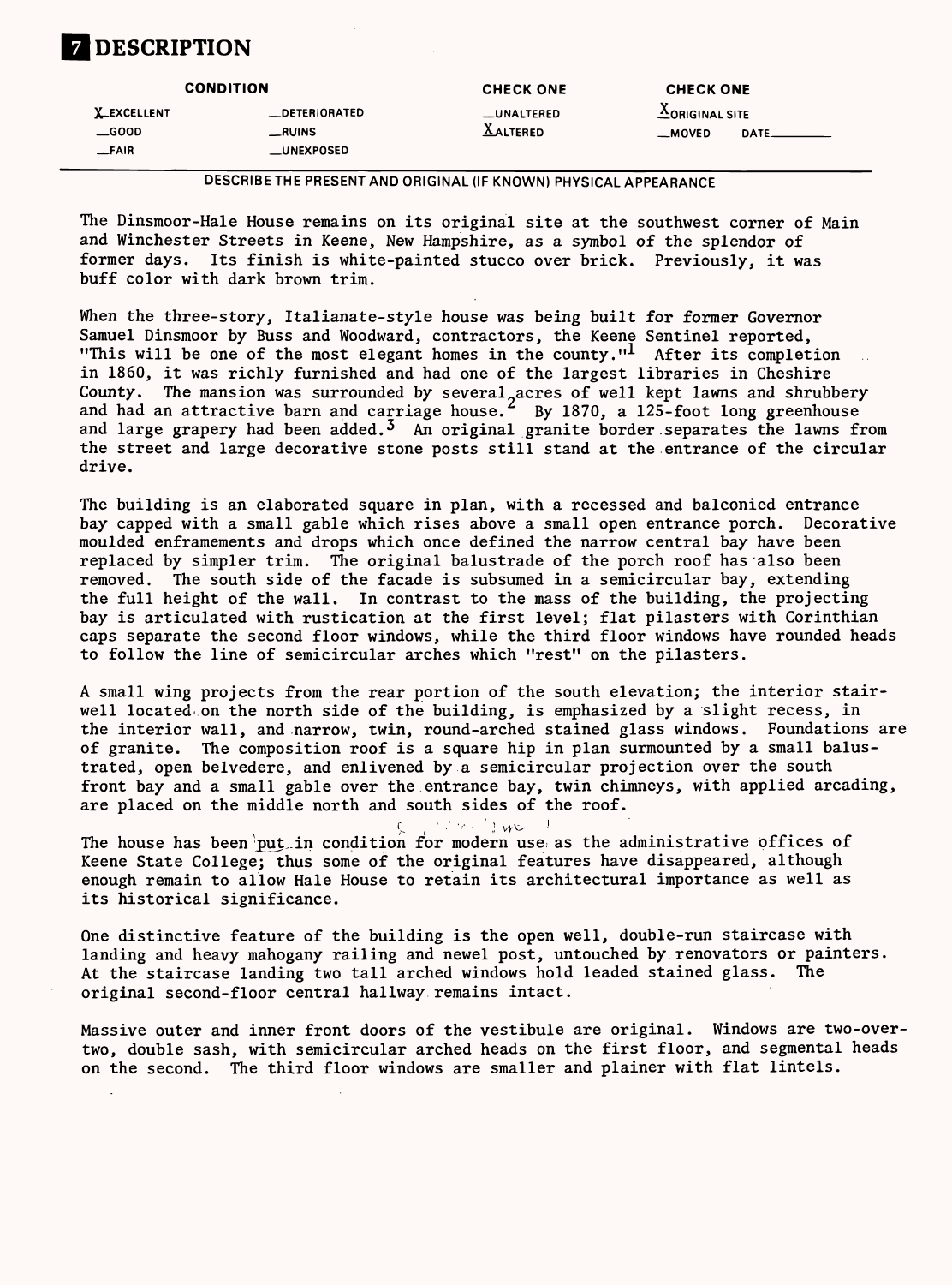# 7 DESCRIPTION

| CONDITION | | CHECK ONE | CHECK ONE |
|---|---|---|---|
| X EXCELLENT | __DETERIORATED | __UNALTERED | X ORIGINAL SITE |
| __GOOD | __RUINS | X ALTERED | __MOVED DATE________ |
| __FAIR | __UNEXPOSED | | |

DESCRIBE THE PRESENT AND ORIGINAL (IF KNOWN) PHYSICAL APPEARANCE

The Dinsmoor-Hale House remains on its original site at the southwest corner of Main and Winchester Streets in Keene, New Hampshire, as a symbol of the splendor of former days. Its finish is white-painted stucco over brick. Previously, it was buff color with dark brown trim.

When the three-story, Italianate-style house was being built for former Governor Samuel Dinsmoor by Buss and Woodward, contractors, the Keene Sentinel reported, "This will be one of the most elegant homes in the county."[1] After its completion in 1860, it was richly furnished and had one of the largest libraries in Cheshire County. The mansion was surrounded by several acres of well kept lawns and shrubbery and had an attractive barn and carriage house.[2] By 1870, a 125-foot long greenhouse and large grapery had been added.[3] An original granite border separates the lawns from the street and large decorative stone posts still stand at the entrance of the circular drive.

The building is an elaborated square in plan, with a recessed and balconied entrance bay capped with a small gable which rises above a small open entrance porch. Decorative moulded enframements and drops which once defined the narrow central bay have been replaced by simpler trim. The original balustrade of the porch roof has also been removed. The south side of the facade is subsumed in a semicircular bay, extending the full height of the wall. In contrast to the mass of the building, the projecting bay is articulated with rustication at the first level; flat pilasters with Corinthian caps separate the second floor windows, while the third floor windows have rounded heads to follow the line of semicircular arches which "rest" on the pilasters.

A small wing projects from the rear portion of the south elevation; the interior stairwell located on the north side of the building, is emphasized by a slight recess, in the interior wall, and narrow, twin, round-arched stained glass windows. Foundations are of granite. The composition roof is a square hip in plan surmounted by a small balustrated, open belvedere, and enlivened by a semicircular projection over the south front bay and a small gable over the entrance bay, twin chimneys, with applied arcading, are placed on the middle north and south sides of the roof.

The house has been put in condition for modern use as the administrative offices of Keene State College; thus some of the original features have disappeared, although enough remain to allow Hale House to retain its architectural importance as well as its historical significance.

One distinctive feature of the building is the open well, double-run staircase with landing and heavy mahogany railing and newel post, untouched by renovators or painters. At the staircase landing two tall arched windows hold leaded stained glass. The original second-floor central hallway remains intact.

Massive outer and inner front doors of the vestibule are original. Windows are two-over-two, double sash, with semicircular arched heads on the first floor, and segmental heads on the second. The third floor windows are smaller and plainer with flat lintels.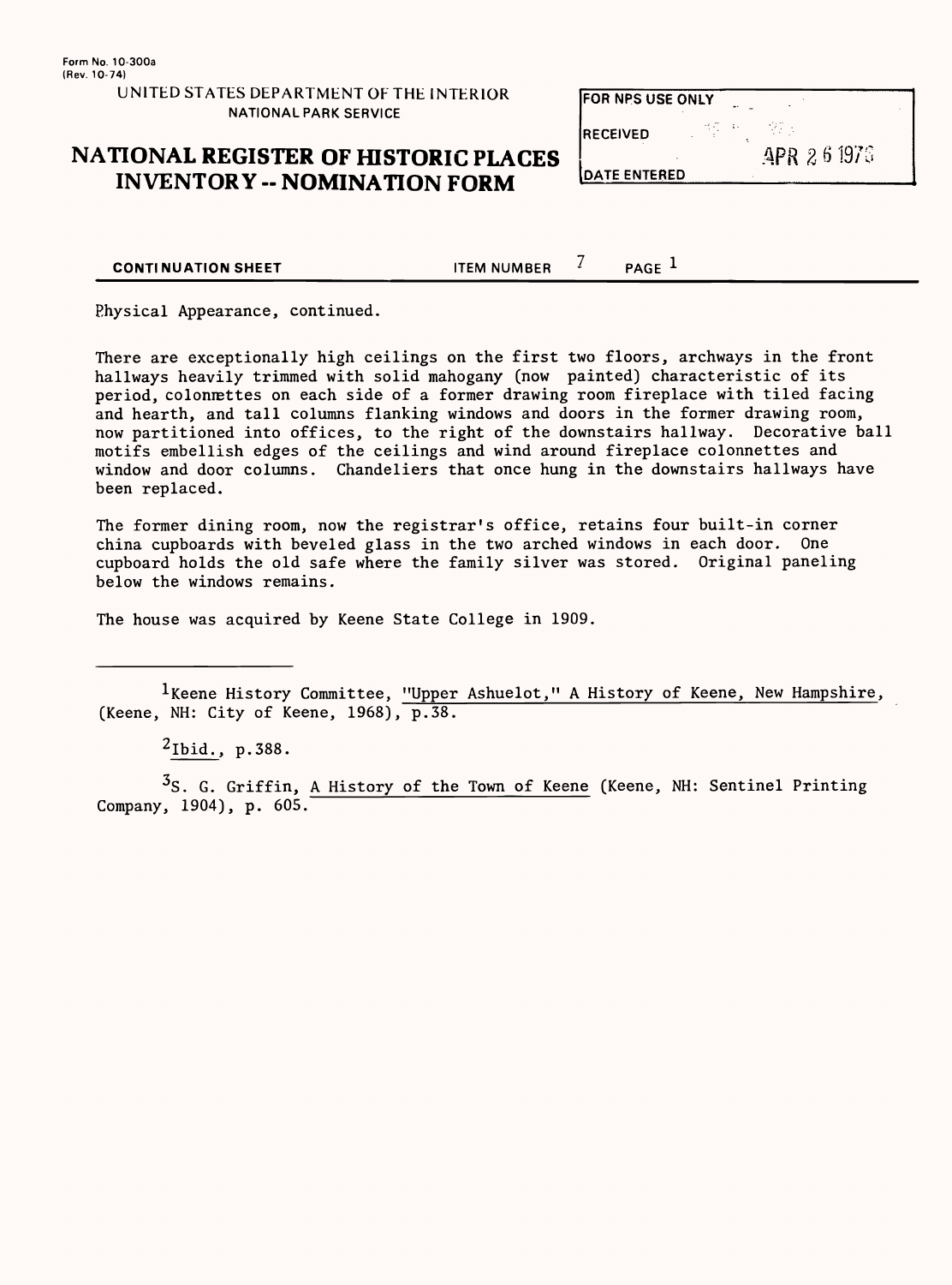Form No. 10-300a
(Rev. 10-74)

UNITED STATES DEPARTMENT OF THE INTERIOR
NATIONAL PARK SERVICE

# NATIONAL REGISTER OF HISTORIC PLACES INVENTORY -- NOMINATION FORM

| FOR NPS USE ONLY | |
|---|---|
| RECEIVED | APR 2 6 1979 |
| DATE ENTERED | |

**CONTINUATION SHEET** ITEM NUMBER 7 PAGE 1

Physical Appearance, continued.

There are exceptionally high ceilings on the first two floors, archways in the front hallways heavily trimmed with solid mahogany (now painted) characteristic of its period, colonnettes on each side of a former drawing room fireplace with tiled facing and hearth, and tall columns flanking windows and doors in the former drawing room, now partitioned into offices, to the right of the downstairs hallway. Decorative ball motifs embellish edges of the ceilings and wind around fireplace colonnettes and window and door columns. Chandeliers that once hung in the downstairs hallways have been replaced.

The former dining room, now the registrar's office, retains four built-in corner china cupboards with beveled glass in the two arched windows in each door. One cupboard holds the old safe where the family silver was stored. Original paneling below the windows remains.

The house was acquired by Keene State College in 1909.

---

[1] Keene History Committee, "Upper Ashuelot," A History of Keene, New Hampshire, (Keene, NH: City of Keene, 1968), p.38.

[2] Ibid., p.388.

[3] S. G. Griffin, A History of the Town of Keene (Keene, NH: Sentinel Printing Company, 1904), p. 605.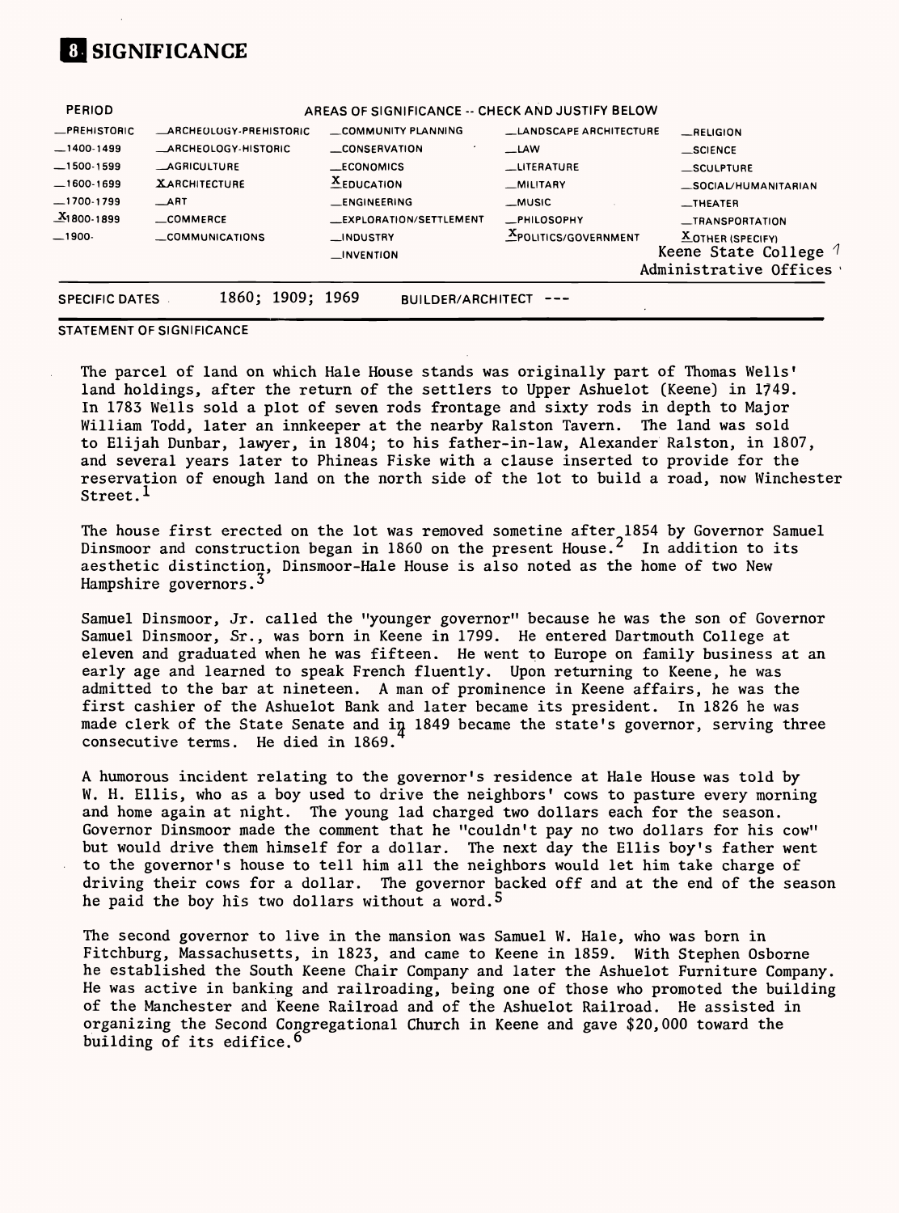# 8 SIGNIFICANCE

| PERIOD | AREAS OF SIGNIFICANCE -- CHECK AND JUSTIFY BELOW | | | |
|---|---|---|---|---|
| __PREHISTORIC | __ARCHEOLOGY-PREHISTORIC | __COMMUNITY PLANNING | __LANDSCAPE ARCHITECTURE | __RELIGION |
| __1400-1499 | __ARCHEOLOGY-HISTORIC | __CONSERVATION | __LAW | __SCIENCE |
| __1500-1599 | __AGRICULTURE | __ECONOMICS | __LITERATURE | __SCULPTURE |
| __1600-1699 | X ARCHITECTURE | X EDUCATION | __MILITARY | __SOCIAL/HUMANITARIAN |
| __1700-1799 | __ART | __ENGINEERING | __MUSIC | __THEATER |
| X 1800-1899 | __COMMERCE | __EXPLORATION/SETTLEMENT | __PHILOSOPHY | __TRANSPORTATION |
| __1900- | __COMMUNICATIONS | __INDUSTRY | X POLITICS/GOVERNMENT | X OTHER (SPECIFY) |
| | | __INVENTION | | Keene State College Administrative Offices |

SPECIFIC DATES 1860; 1909; 1969 BUILDER/ARCHITECT ---

STATEMENT OF SIGNIFICANCE

The parcel of land on which Hale House stands was originally part of Thomas Wells' land holdings, after the return of the settlers to Upper Ashuelot (Keene) in 1749. In 1783 Wells sold a plot of seven rods frontage and sixty rods in depth to Major William Todd, later an innkeeper at the nearby Ralston Tavern. The land was sold to Elijah Dunbar, lawyer, in 1804; to his father-in-law, Alexander Ralston, in 1807, and several years later to Phineas Fiske with a clause inserted to provide for the reservation of enough land on the north side of the lot to build a road, now Winchester Street.[1]

The house first erected on the lot was removed sometime after 1854 by Governor Samuel Dinsmoor and construction began in 1860 on the present House.[2] In addition to its aesthetic distinction, Dinsmoor-Hale House is also noted as the home of two New Hampshire governors.[3]

Samuel Dinsmoor, Jr. called the "younger governor" because he was the son of Governor Samuel Dinsmoor, Sr., was born in Keene in 1799. He entered Dartmouth College at eleven and graduated when he was fifteen. He went to Europe on family business at an early age and learned to speak French fluently. Upon returning to Keene, he was admitted to the bar at nineteen. A man of prominence in Keene affairs, he was the first cashier of the Ashuelot Bank and later became its president. In 1826 he was made clerk of the State Senate and in 1849 became the state's governor, serving three consecutive terms. He died in 1869.[4]

A humorous incident relating to the governor's residence at Hale House was told by W. H. Ellis, who as a boy used to drive the neighbors' cows to pasture every morning and home again at night. The young lad charged two dollars each for the season. Governor Dinsmoor made the comment that he "couldn't pay no two dollars for his cow" but would drive them himself for a dollar. The next day the Ellis boy's father went to the governor's house to tell him all the neighbors would let him take charge of driving their cows for a dollar. The governor backed off and at the end of the season he paid the boy his two dollars without a word.[5]

The second governor to live in the mansion was Samuel W. Hale, who was born in Fitchburg, Massachusetts, in 1823, and came to Keene in 1859. With Stephen Osborne he established the South Keene Chair Company and later the Ashuelot Furniture Company. He was active in banking and railroading, being one of those who promoted the building of the Manchester and Keene Railroad and of the Ashuelot Railroad. He assisted in organizing the Second Congregational Church in Keene and gave $20,000 toward the building of its edifice.[6]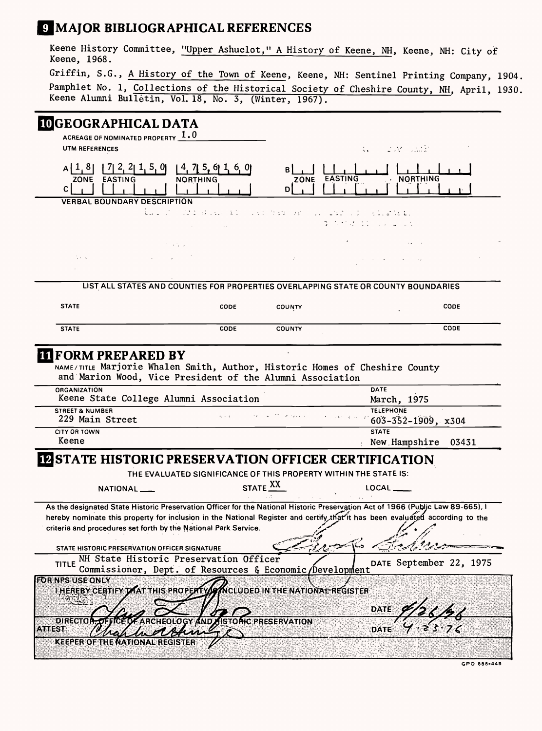## 9 MAJOR BIBLIOGRAPHICAL REFERENCES

Keene History Committee, "Upper Ashuelot," A History of Keene, NH, Keene, NH: City of Keene, 1968.

Griffin, S.G., A History of the Town of Keene, Keene, NH: Sentinel Printing Company, 1904.

Pamphlet No. 1, Collections of the Historical Society of Cheshire County, NH, April, 1930.

Keene Alumni Bulletin, Vol. 18, No. 3, (Winter, 1967).

## 10 GEOGRAPHICAL DATA

ACREAGE OF NOMINATED PROPERTY 1.0

UTM REFERENCES

| | ZONE | EASTING | NORTHING |
|---|---|---|---|
| A | 1 8 | 7 2 2 1 5 0 | 4 7 5 6 1 6 0 |
| B | | | |
| C | | | |
| D | | | |

VERBAL BOUNDARY DESCRIPTION

LIST ALL STATES AND COUNTIES FOR PROPERTIES OVERLAPPING STATE OR COUNTY BOUNDARIES

| STATE | CODE | COUNTY | CODE |
|---|---|---|---|
| | | | |
| | | | |

## 11 FORM PREPARED BY

NAME / TITLE Marjorie Whalen Smith, Author, Historic Homes of Cheshire County and Marion Wood, Vice President of the Alumni Association

ORGANIZATION Keene State College Alumni Association

DATE March, 1975

STREET & NUMBER 229 Main Street

TELEPHONE 603-352-1909, x304

CITY OR TOWN Keene

STATE New Hampshire 03431

## 12 STATE HISTORIC PRESERVATION OFFICER CERTIFICATION

THE EVALUATED SIGNIFICANCE OF THIS PROPERTY WITHIN THE STATE IS:

NATIONAL ___ STATE XX LOCAL ___

As the designated State Historic Preservation Officer for the National Historic Preservation Act of 1966 (Public Law 89-665), I hereby nominate this property for inclusion in the National Register and certify that it has been evaluated according to the criteria and procedures set forth by the National Park Service.

STATE HISTORIC PRESERVATION OFFICER SIGNATURE

TITLE NH State Historic Preservation Officer Commissioner, Dept. of Resources & Economic Development

DATE September 22, 1975

FOR NPS USE ONLY

I HEREBY CERTIFY THAT THIS PROPERTY IS INCLUDED IN THE NATIONAL REGISTER

DATE 4/26/76

DIRECTOR, OFFICE OF ARCHEOLOGY AND HISTORIC PRESERVATION

ATTEST: DATE 4·23·76

KEEPER OF THE NATIONAL REGISTER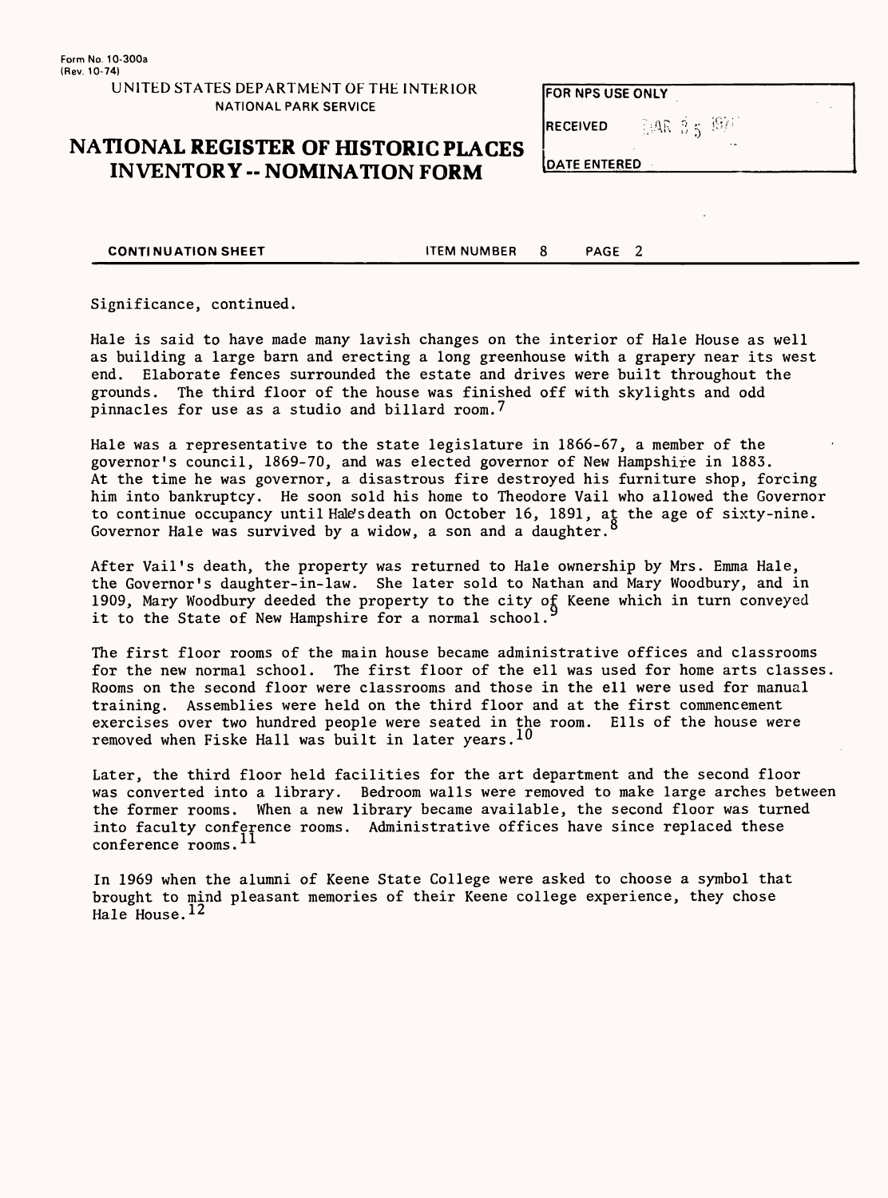Form No. 10-300a
(Rev. 10-74)

UNITED STATES DEPARTMENT OF THE INTERIOR
NATIONAL PARK SERVICE

# NATIONAL REGISTER OF HISTORIC PLACES INVENTORY -- NOMINATION FORM

| FOR NPS USE ONLY | |
|---|---|
| RECEIVED | MAR 25 1976 |
| DATE ENTERED | |

**CONTINUATION SHEET** ITEM NUMBER 8 PAGE 2

Significance, continued.

Hale is said to have made many lavish changes on the interior of Hale House as well as building a large barn and erecting a long greenhouse with a grapery near its west end. Elaborate fences surrounded the estate and drives were built throughout the grounds. The third floor of the house was finished off with skylights and odd pinnacles for use as a studio and billard room.[7]

Hale was a representative to the state legislature in 1866-67, a member of the governor's council, 1869-70, and was elected governor of New Hampshire in 1883. At the time he was governor, a disastrous fire destroyed his furniture shop, forcing him into bankruptcy. He soon sold his home to Theodore Vail who allowed the Governor to continue occupancy until Hale's death on October 16, 1891, at the age of sixty-nine. Governor Hale was survived by a widow, a son and a daughter.[8]

After Vail's death, the property was returned to Hale ownership by Mrs. Emma Hale, the Governor's daughter-in-law. She later sold to Nathan and Mary Woodbury, and in 1909, Mary Woodbury deeded the property to the city of Keene which in turn conveyed it to the State of New Hampshire for a normal school.[9]

The first floor rooms of the main house became administrative offices and classrooms for the new normal school. The first floor of the ell was used for home arts classes. Rooms on the second floor were classrooms and those in the ell were used for manual training. Assemblies were held on the third floor and at the first commencement exercises over two hundred people were seated in the room. Ells of the house were removed when Fiske Hall was built in later years.[10]

Later, the third floor held facilities for the art department and the second floor was converted into a library. Bedroom walls were removed to make large arches between the former rooms. When a new library became available, the second floor was turned into faculty conference rooms. Administrative offices have since replaced these conference rooms.[11]

In 1969 when the alumni of Keene State College were asked to choose a symbol that brought to mind pleasant memories of their Keene college experience, they chose Hale House.[12]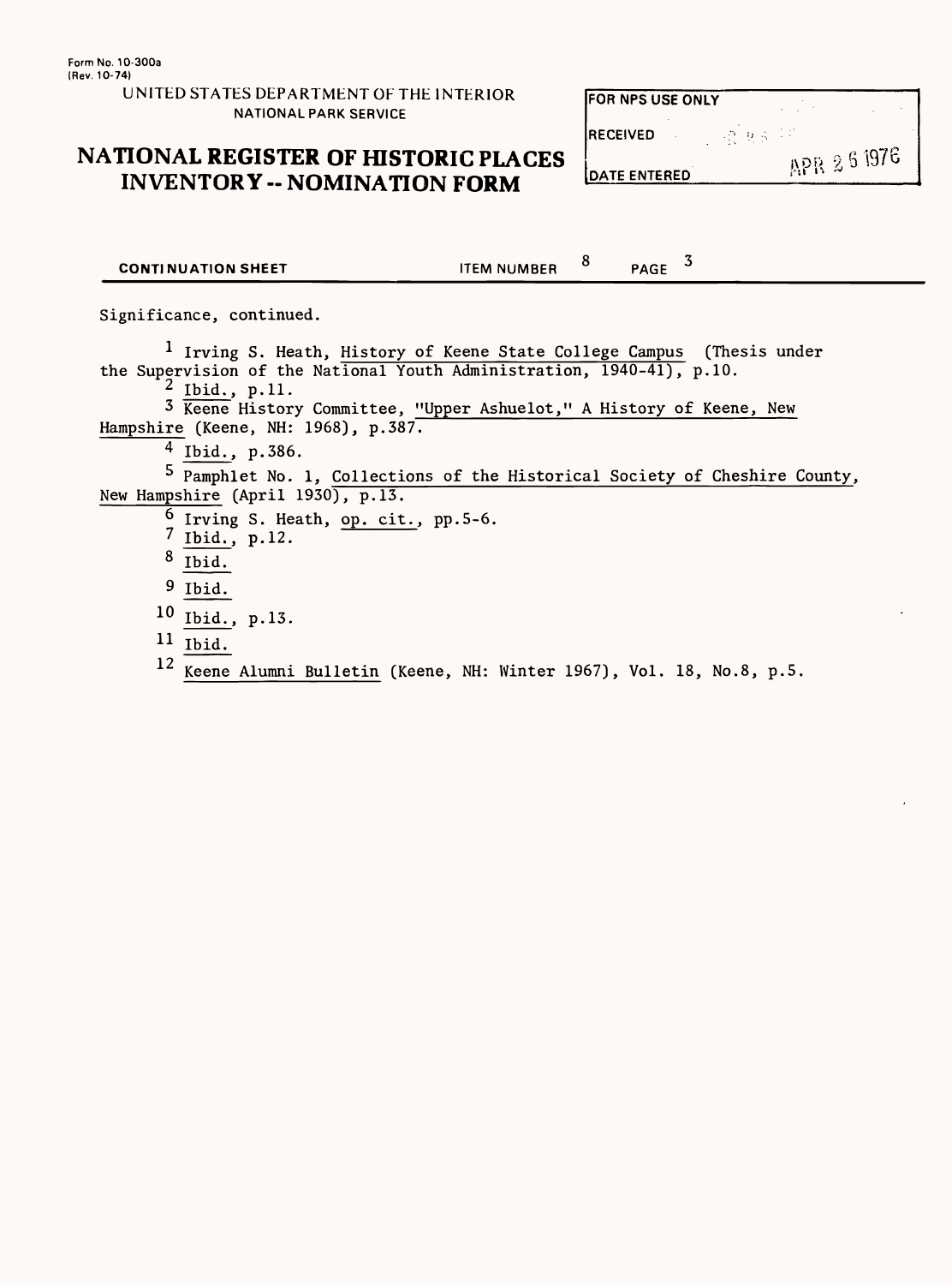Form No. 10-300a
(Rev. 10-74)

UNITED STATES DEPARTMENT OF THE INTERIOR
NATIONAL PARK SERVICE

# NATIONAL REGISTER OF HISTORIC PLACES INVENTORY -- NOMINATION FORM

| FOR NPS USE ONLY | |
|---|---|
| RECEIVED | |
| DATE ENTERED | APR 26 1976 |

**CONTINUATION SHEET** ITEM NUMBER 8 PAGE 3

Significance, continued.

[1] Irving S. Heath, History of Keene State College Campus (Thesis under the Supervision of the National Youth Administration, 1940-41), p.10.

[2] Ibid., p.11.

[3] Keene History Committee, "Upper Ashuelot," A History of Keene, New Hampshire (Keene, NH: 1968), p.387.

[4] Ibid., p.386.

[5] Pamphlet No. 1, Collections of the Historical Society of Cheshire County, New Hampshire (April 1930), p.13.

[6] Irving S. Heath, op. cit., pp.5-6.

[7] Ibid., p.12.

[8] Ibid.

[9] Ibid.

[10] Ibid., p.13.

[11] Ibid.

[12] Keene Alumni Bulletin (Keene, NH: Winter 1967), Vol. 18, No.8, p.5.